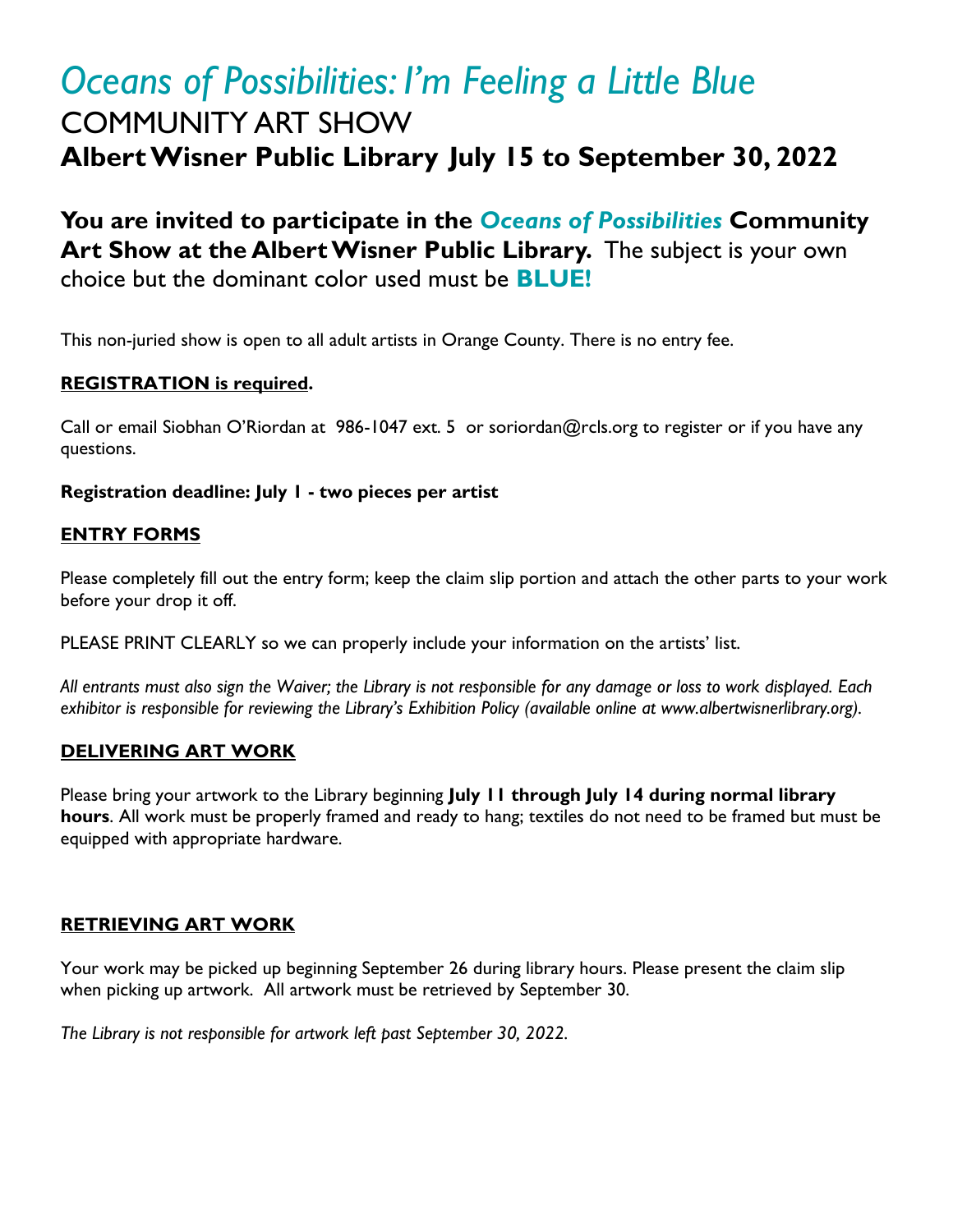# *Oceans of Possibilities: I'm Feeling a Little Blue*

## COMMUNITY ART SHOW

## Albert Wisner Public Library July 15 to September 30, 2022

**You are invited to participate in the *Oceans of Possibilities* Community Art Show at the Albert Wisner Public Library.** The subject is your own choice but the dominant color used must be **BLUE!**

This non-juried show is open to all adult artists in Orange County. There is no entry fee.

**REGISTRATION is required.**

Call or email Siobhan O'Riordan at 986-1047 ext. 5 or soriordan@rcls.org to register or if you have any questions.

**Registration deadline: July 1 - two pieces per artist**

**ENTRY FORMS**

Please completely fill out the entry form; keep the claim slip portion and attach the other parts to your work before your drop it off.

PLEASE PRINT CLEARLY so we can properly include your information on the artists' list.

*All entrants must also sign the Waiver; the Library is not responsible for any damage or loss to work displayed. Each exhibitor is responsible for reviewing the Library's Exhibition Policy (available online at www.albertwisnerlibrary.org).*

**DELIVERING ART WORK**

Please bring your artwork to the Library beginning **July 11 through July 14 during normal library hours**. All work must be properly framed and ready to hang; textiles do not need to be framed but must be equipped with appropriate hardware.

**RETRIEVING ART WORK**

Your work may be picked up beginning September 26 during library hours. Please present the claim slip when picking up artwork. All artwork must be retrieved by September 30.

*The Library is not responsible for artwork left past September 30, 2022.*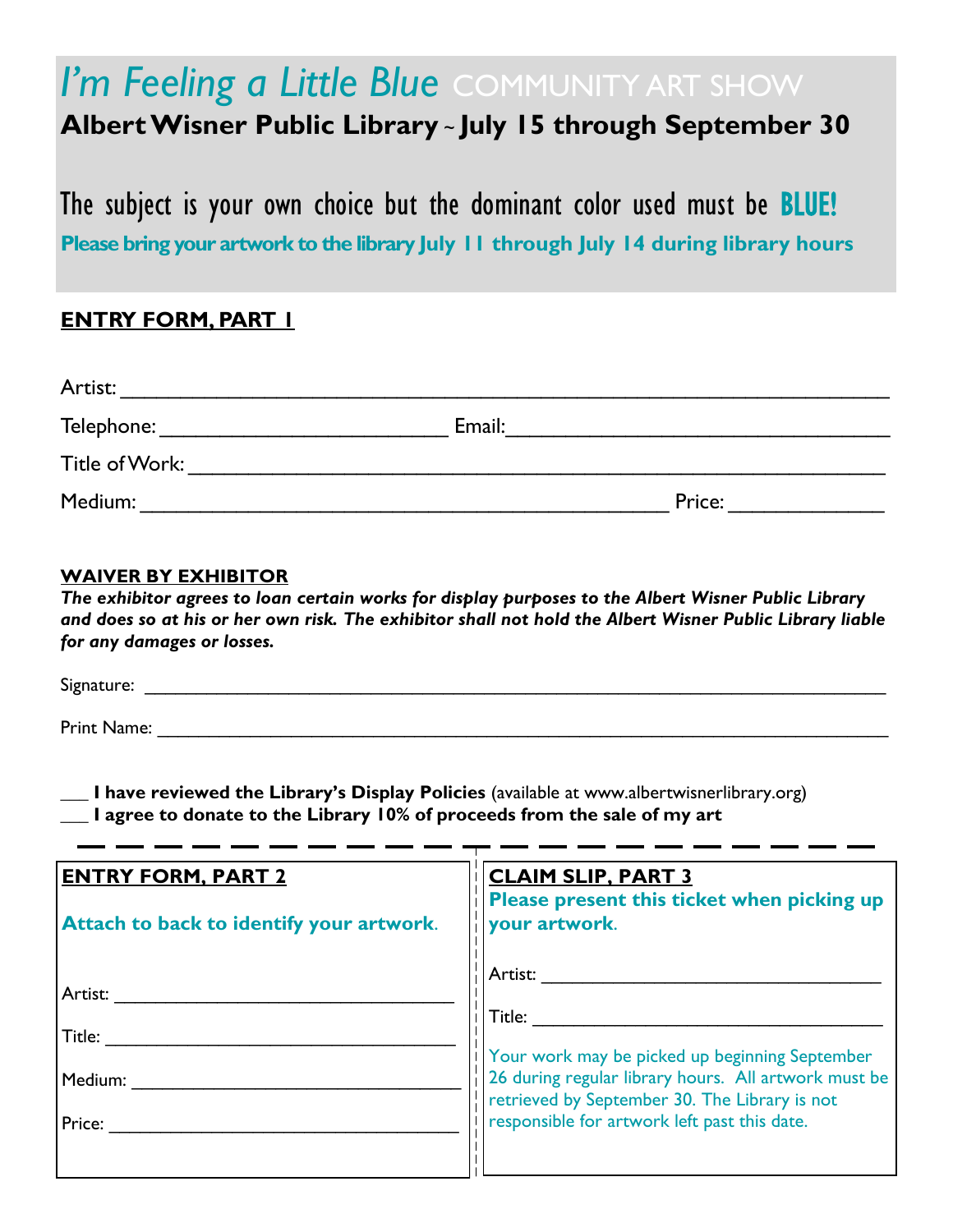# *I'm Feeling a Little Blue* COMMUNITY ART SHOW

**Albert Wisner Public Library ~ July 15 through September 30**

The subject is your own choice but the dominant color used must be **BLUE!**

**Please bring your artwork to the library July 11 through July 14 during library hours**

## ENTRY FORM, PART 1

Artist: ____________________________________________________________

Telephone: __________________________ Email: ___________________________________

Title of Work: ________________________________________________________

Medium: ________________________________________________ Price: ______________

### WAIVER BY EXHIBITOR

***The exhibitor agrees to loan certain works for display purposes to the Albert Wisner Public Library and does so at his or her own risk. The exhibitor shall not hold the Albert Wisner Public Library liable for any damages or losses.***

Signature: ____________________________________________________________

Print Name: ___________________________________________________________

___ **I have reviewed the Library's Display Policies** (available at www.albertwisnerlibrary.org)

___ **I agree to donate to the Library 10% of proceeds from the sale of my art**

---

## ENTRY FORM, PART 2

**Attach to back to identify your artwork.**

Artist: ___________________________________

Title: ____________________________________

Medium: __________________________________

Price: ____________________________________

## CLAIM SLIP, PART 3

**Please present this ticket when picking up your artwork.**

Artist: ___________________________________

Title: ____________________________________

Your work may be picked up beginning September 26 during regular library hours. All artwork must be retrieved by September 30. The Library is not responsible for artwork left past this date.